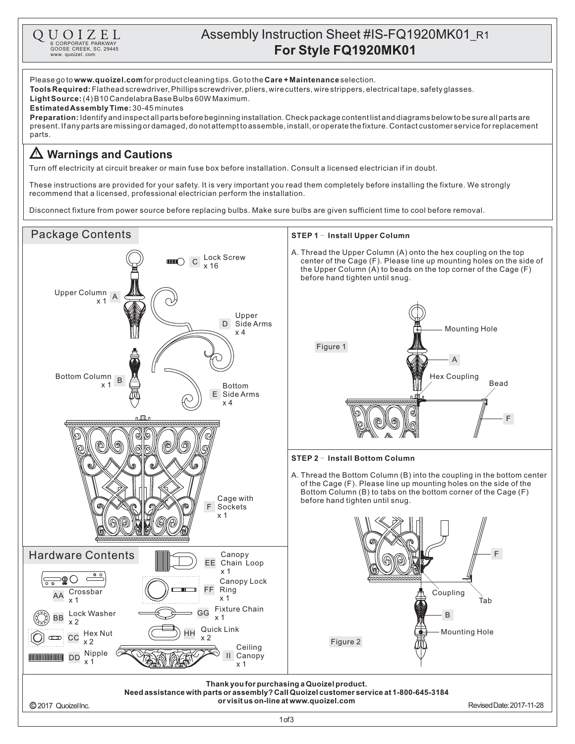QUOIZEL
6 CORPORATE PARKWAY
GOOSE CREEK, SC. 29445
www. quoizel. com

# Assembly Instruction Sheet #IS-FQ1920MK01_R1
# For Style FQ1920MK01

Please go to **www.quoizel.com** for product cleaning tips. Go to the **Care + Maintenance** selection.
**Tools Required:** Flathead screwdriver, Phillips screwdriver, pliers, wire cutters, wire strippers, electrical tape, safety glasses.
**Light Source:** (4) B10 Candelabra Base Bulbs 60W Maximum.
**Estimated Assembly Time:** 30-45 minutes
**Preparation:** Identify and inspect all parts before beginning installation. Check package content list and diagrams below to be sure all parts are present. If any parts are missing or damaged, do not attempt to assemble, install, or operate the fixture. Contact customer service for replacement parts.

## ⚠ Warnings and Cautions

Turn off electricity at circuit breaker or main fuse box before installation. Consult a licensed electrician if in doubt.

These instructions are provided for your safety. It is very important you read them completely before installing the fixture. We strongly recommend that a licensed, professional electrician perform the installation.

Disconnect fixture from power source before replacing bulbs. Make sure bulbs are given sufficient time to cool before removal.

## Package Contents

- A Upper Column x 1
- B Bottom Column x 1
- C Lock Screw x 16
- D Upper Side Arms x 4
- E Bottom Side Arms x 4
- F Cage with Sockets x 1

## Hardware Contents

- AA Crossbar x 1
- BB Lock Washer x 2
- CC Hex Nut x 2
- DD Nipple x 1
- EE Canopy Chain Loop x 1
- FF Canopy Lock Ring x 1
- GG Fixture Chain x 1
- HH Quick Link x 2
- II Ceiling Canopy x 1

## STEP 1 - Install Upper Column

A. Thread the Upper Column (A) onto the hex coupling on the top center of the Cage (F). Please line up mounting holes on the side of the Upper Column (A) to beads on the top corner of the Cage (F) before hand tighten until snug.

Figure 1 (Mounting Hole, A, Hex Coupling, Bead, F)

## STEP 2 - Install Bottom Column

A. Thread the Bottom Column (B) into the coupling in the bottom center of the Cage (F). Please line up mounting holes on the side of the Bottom Column (B) to tabs on the bottom corner of the Cage (F) before hand tighten until snug.

Figure 2 (F, Coupling, Tab, B, Mounting Hole)

**Thank you for purchasing a Quoizel product.**
**Need assistance with parts or assembly? Call Quoizel customer service at 1-800-645-3184 or visit us on-line at www.quoizel.com**

© 2017 Quoizel Inc. Revised Date: 2017-11-28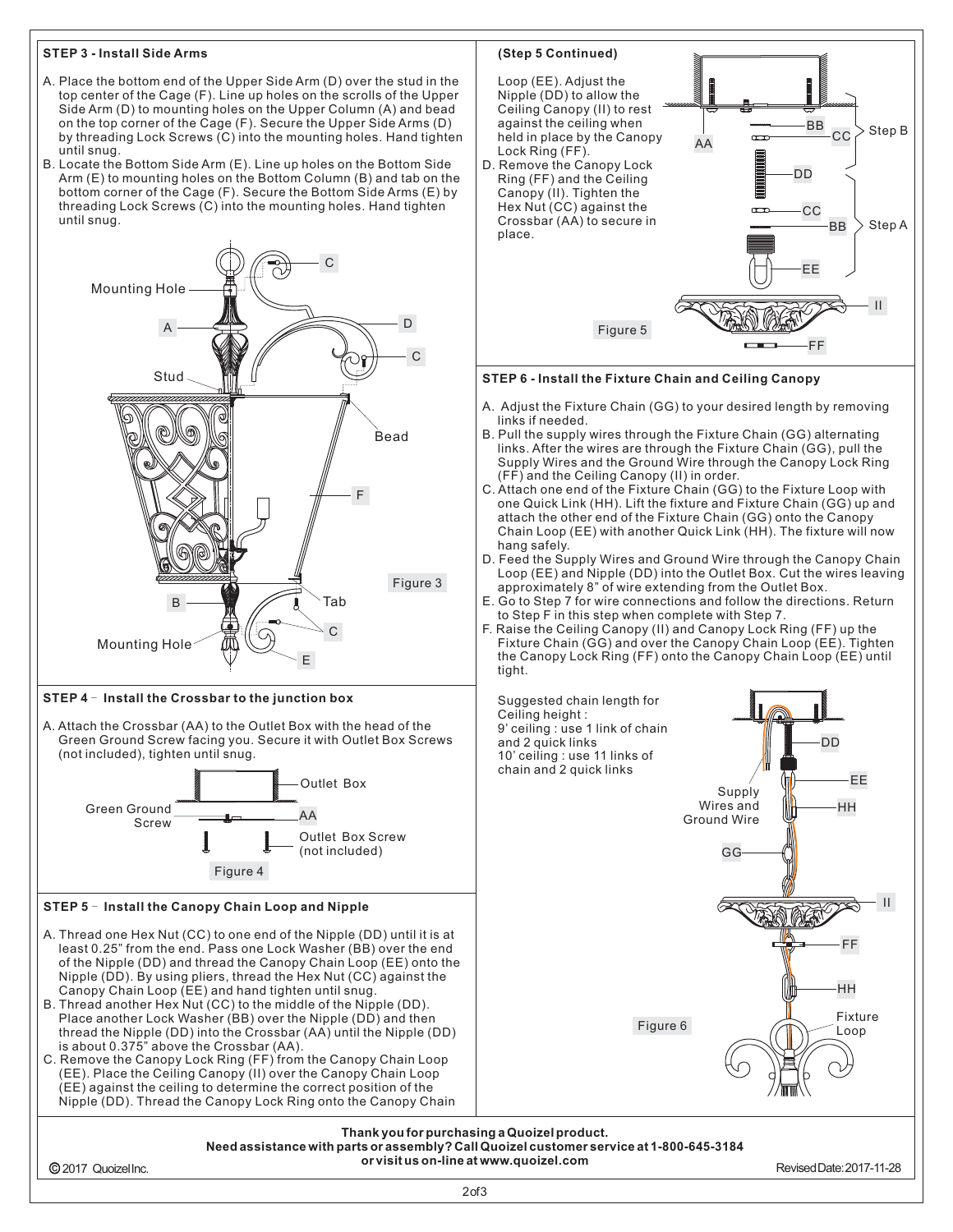### STEP 3 - Install Side Arms

A. Place the bottom end of the Upper Side Arm (D) over the stud in the top center of the Cage (F). Line up holes on the scrolls of the Upper Side Arm (D) to mounting holes on the Upper Column (A) and bead on the top corner of the Cage (F). Secure the Upper Side Arms (D) by threading Lock Screws (C) into the mounting holes. Hand tighten until snug.
B. Locate the Bottom Side Arm (E). Line up holes on the Bottom Side Arm (E) to mounting holes on the Bottom Column (B) and tab on the bottom corner of the Cage (F). Secure the Bottom Side Arms (E) by threading Lock Screws (C) into the mounting holes. Hand tighten until snug.

Figure 3

### STEP 4 - Install the Crossbar to the junction box

A. Attach the Crossbar (AA) to the Outlet Box with the head of the Green Ground Screw facing you. Secure it with Outlet Box Screws (not included), tighten until snug.

Figure 4

### STEP 5 - Install the Canopy Chain Loop and Nipple

A. Thread one Hex Nut (CC) to one end of the Nipple (DD) until it is at least 0.25" from the end. Pass one Lock Washer (BB) over the end of the Nipple (DD) and thread the Canopy Chain Loop (EE) onto the Nipple (DD). By using pliers, thread the Hex Nut (CC) against the Canopy Chain Loop (EE) and hand tighten until snug.
B. Thread another Hex Nut (CC) to the middle of the Nipple (DD). Place another Lock Washer (BB) over the Nipple (DD) and then thread the Nipple (DD) into the Crossbar (AA) until the Nipple (DD) is about 0.375" above the Crossbar (AA).
C. Remove the Canopy Lock Ring (FF) from the Canopy Chain Loop (EE). Place the Ceiling Canopy (II) over the Canopy Chain Loop (EE) against the ceiling to determine the correct position of the Nipple (DD). Thread the Canopy Lock Ring onto the Canopy Chain Loop (EE). Adjust the Nipple (DD) to allow the Ceiling Canopy (II) to rest against the ceiling when held in place by the Canopy Lock Ring (FF).
D. Remove the Canopy Lock Ring (FF) and the Ceiling Canopy (II). Tighten the Hex Nut (CC) against the Crossbar (AA) to secure in place.

Figure 5

### STEP 6 - Install the Fixture Chain and Ceiling Canopy

A. Adjust the Fixture Chain (GG) to your desired length by removing links if needed.
B. Pull the supply wires through the Fixture Chain (GG) alternating links. After the wires are through the Fixture Chain (GG), pull the Supply Wires and the Ground Wire through the Canopy Lock Ring (FF) and the Ceiling Canopy (II) in order.
C. Attach one end of the Fixture Chain (GG) to the Fixture Loop with one Quick Link (HH). Lift the fixture and Fixture Chain (GG) up and attach the other end of the Fixture Chain (GG) onto the Canopy Chain Loop (EE) with another Quick Link (HH). The fixture will now hang safely.
D. Feed the Supply Wires and Ground Wire through the Canopy Chain Loop (EE) and Nipple (DD) into the Outlet Box. Cut the wires leaving approximately 8" of wire extending from the Outlet Box.
E. Go to Step 7 for wire connections and follow the directions. Return to Step F in this step when complete with Step 7.
F. Raise the Ceiling Canopy (II) and Canopy Lock Ring (FF) up the Fixture Chain (GG) and over the Canopy Chain Loop (EE). Tighten the Canopy Lock Ring (FF) onto the Canopy Chain Loop (EE) until tight.

Suggested chain length for Ceiling height :
9' ceiling : use 1 link of chain and 2 quick links
10' ceiling : use 11 links of chain and 2 quick links

Figure 6

**Thank you for purchasing a Quoizel product.**
**Need assistance with parts or assembly? Call Quoizel customer service at 1-800-645-3184 or visit us on-line at www.quoizel.com**

© 2017 Quoizel Inc. Revised Date: 2017-11-28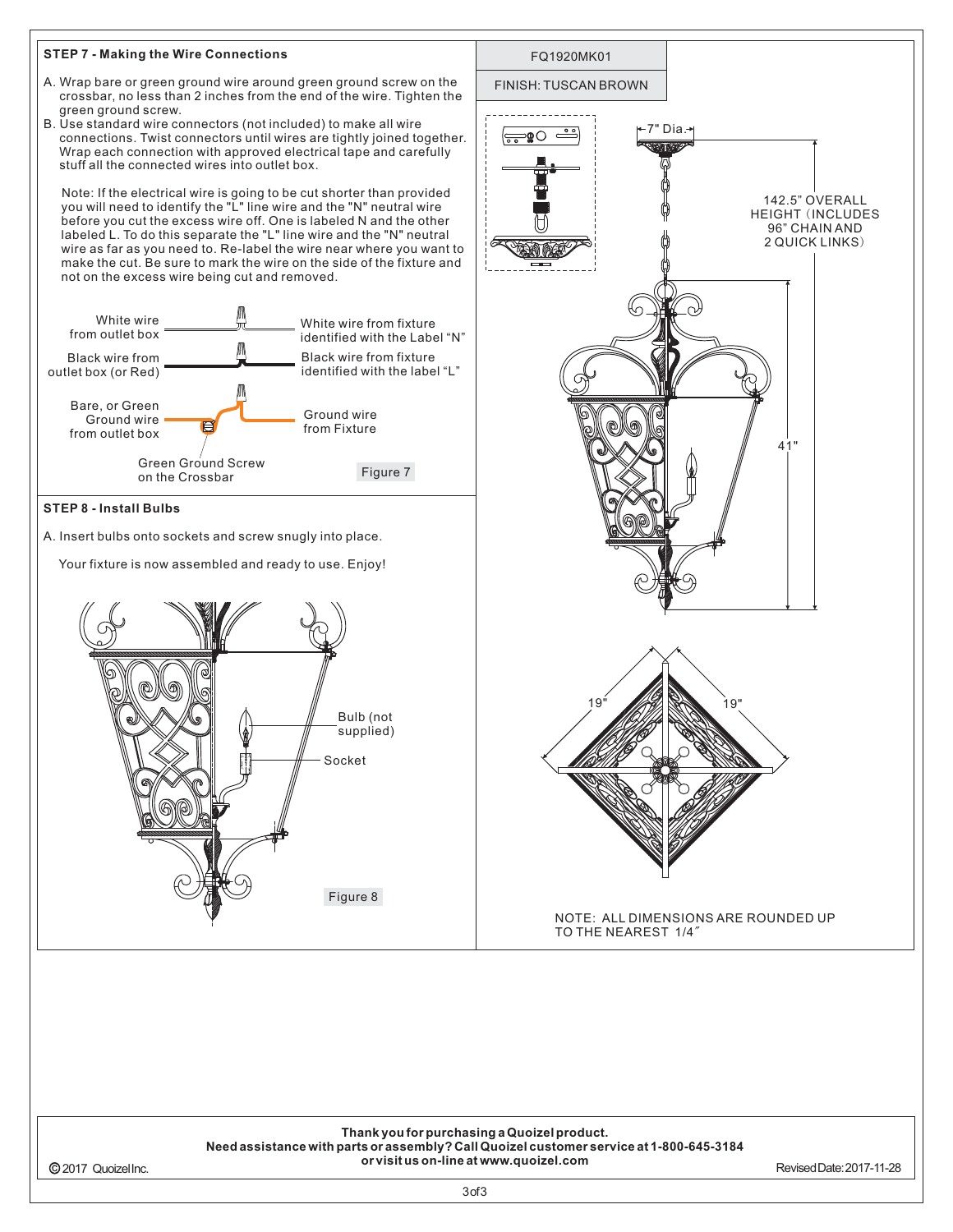## STEP 7 - Making the Wire Connections

A. Wrap bare or green ground wire around green ground screw on the crossbar, no less than 2 inches from the end of the wire. Tighten the green ground screw.

B. Use standard wire connectors (not included) to make all wire connections. Twist connectors until wires are tightly joined together. Wrap each connection with approved electrical tape and carefully stuff all the connected wires into outlet box.

Note: If the electrical wire is going to be cut shorter than provided you will need to identify the "L" line wire and the "N" neutral wire before you cut the excess wire off. One is labeled N and the other labeled L. To do this separate the "L" line wire and the "N" neutral wire as far as you need to. Re-label the wire near where you want to make the cut. Be sure to mark the wire on the side of the fixture and not on the excess wire being cut and removed.

White wire from outlet box

White wire from fixture identified with the Label "N"

Black wire from outlet box (or Red)

Black wire from fixture identified with the label "L"

Bare, or Green Ground wire from outlet box

Ground wire from Fixture

Green Ground Screw on the Crossbar

Figure 7

## STEP 8 - Install Bulbs

A. Insert bulbs onto sockets and screw snugly into place.

Your fixture is now assembled and ready to use. Enjoy!

Bulb (not supplied)

Socket

Figure 8

FQ1920MK01

FINISH: TUSCAN BROWN

7" Dia.

142.5" OVERALL HEIGHT (INCLUDES 96" CHAIN AND 2 QUICK LINKS)

41"

19"

19"

NOTE: ALL DIMENSIONS ARE ROUNDED UP TO THE NEAREST 1/4"

**Thank you for purchasing a Quoizel product.**
**Need assistance with parts or assembly? Call Quoizel customer service at 1-800-645-3184**
**or visit us on-line at www.quoizel.com**

© 2017 Quoizel Inc.

Revised Date: 2017-11-28